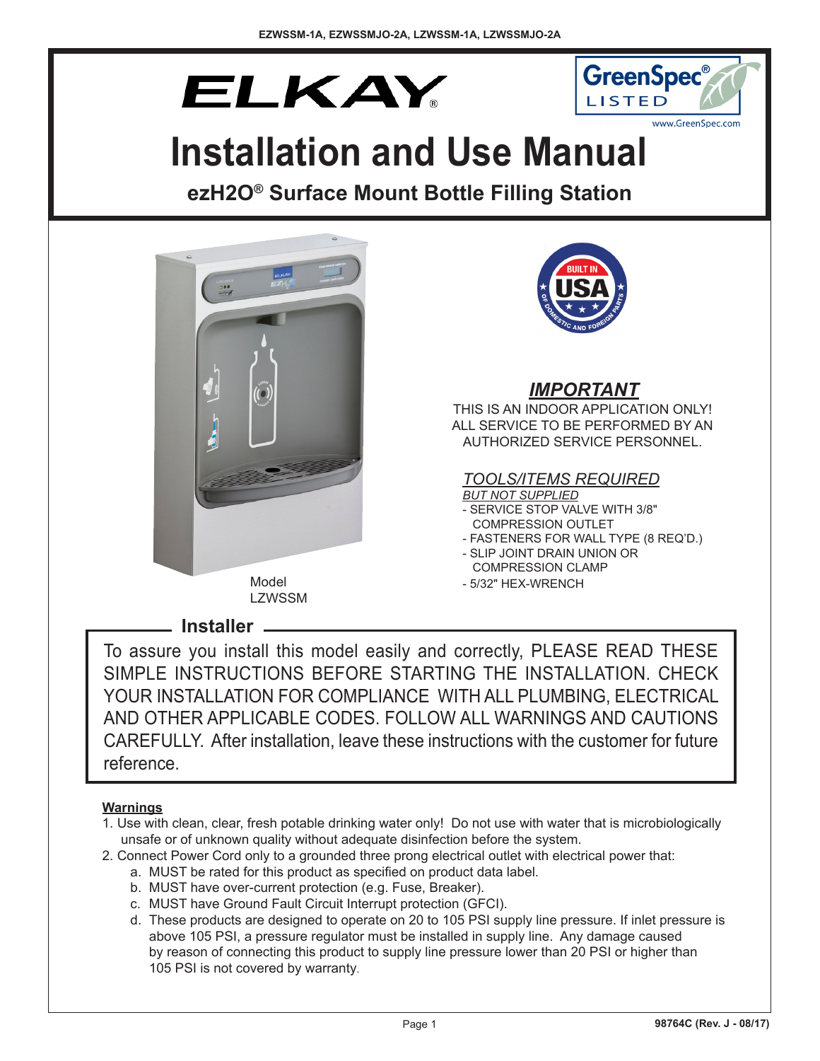EZWSSM-1A, EZWSSMJO-2A, LZWSSM-1A, LZWSSMJO-2A

ELKAY®

GreenSpec® LISTED
www.GreenSpec.com

# Installation and Use Manual

## ezH2O® Surface Mount Bottle Filling Station

Model
LZWSSM

BUILT IN USA OF DOMESTIC AND FOREIGN PARTS

### *IMPORTANT*

THIS IS AN INDOOR APPLICATION ONLY!
ALL SERVICE TO BE PERFORMED BY AN AUTHORIZED SERVICE PERSONNEL.

### *TOOLS/ITEMS REQUIRED*

*BUT NOT SUPPLIED*

- SERVICE STOP VALVE WITH 3/8" COMPRESSION OUTLET
- FASTENERS FOR WALL TYPE (8 REQ'D.)
- SLIP JOINT DRAIN UNION OR COMPRESSION CLAMP
- 5/32" HEX-WRENCH

### Installer

To assure you install this model easily and correctly, PLEASE READ THESE SIMPLE INSTRUCTIONS BEFORE STARTING THE INSTALLATION. CHECK YOUR INSTALLATION FOR COMPLIANCE WITH ALL PLUMBING, ELECTRICAL AND OTHER APPLICABLE CODES. FOLLOW ALL WARNINGS AND CAUTIONS CAREFULLY. After installation, leave these instructions with the customer for future reference.

**Warnings**

1. Use with clean, clear, fresh potable drinking water only! Do not use with water that is microbiologically unsafe or of unknown quality without adequate disinfection before the system.
2. Connect Power Cord only to a grounded three prong electrical outlet with electrical power that:
   a. MUST be rated for this product as specified on product data label.
   b. MUST have over-current protection (e.g. Fuse, Breaker).
   c. MUST have Ground Fault Circuit Interrupt protection (GFCI).
   d. These products are designed to operate on 20 to 105 PSI supply line pressure. If inlet pressure is above 105 PSI, a pressure regulator must be installed in supply line. Any damage caused by reason of connecting this product to supply line pressure lower than 20 PSI or higher than 105 PSI is not covered by warranty.

98764C (Rev. J - 08/17)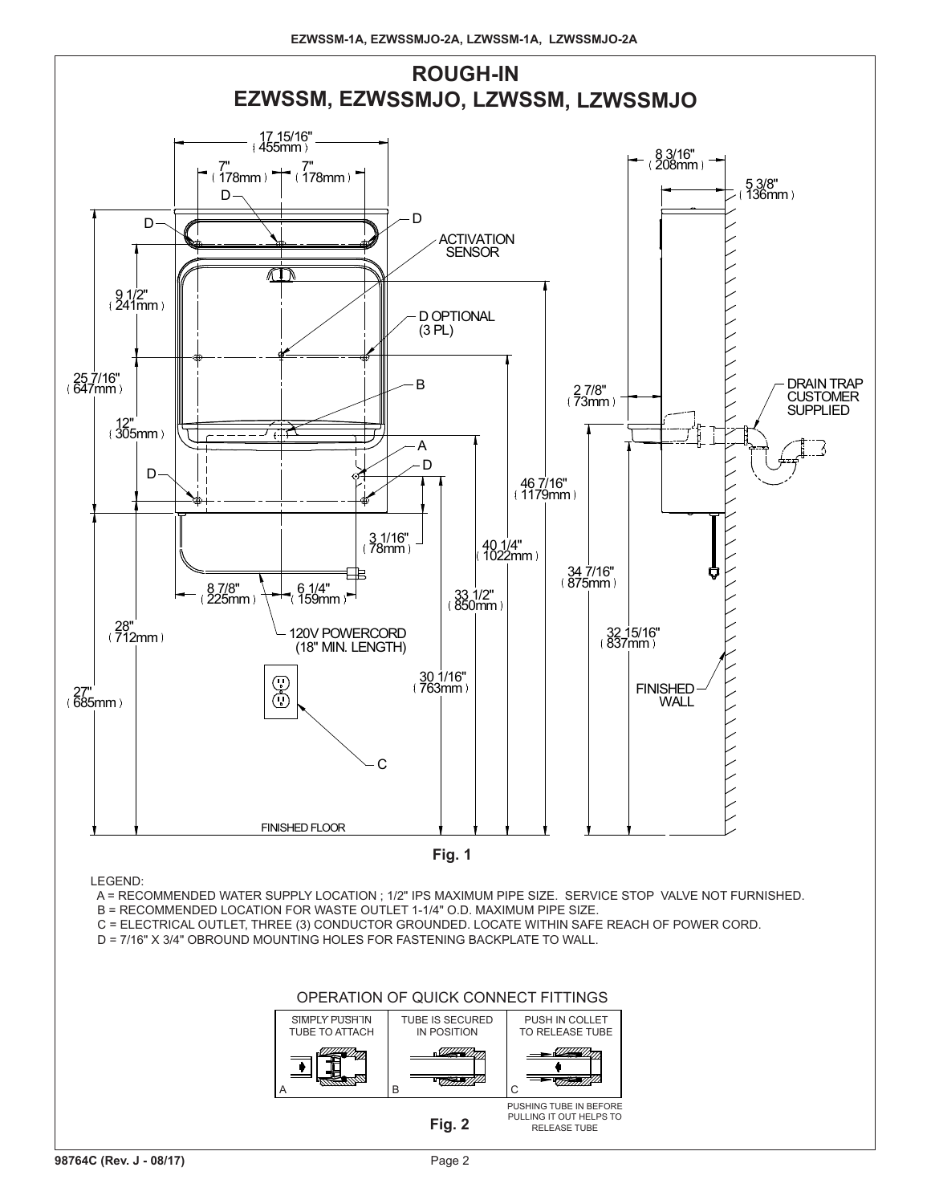# ROUGH-IN
## EZWSSM, EZWSSMJO, LZWSSM, LZWSSMJO

Fig. 1

LEGEND:

A = RECOMMENDED WATER SUPPLY LOCATION ; 1/2" IPS MAXIMUM PIPE SIZE. SERVICE STOP VALVE NOT FURNISHED.

B = RECOMMENDED LOCATION FOR WASTE OUTLET 1-1/4" O.D. MAXIMUM PIPE SIZE.

C = ELECTRICAL OUTLET, THREE (3) CONDUCTOR GROUNDED. LOCATE WITHIN SAFE REACH OF POWER CORD.

D = 7/16" X 3/4" OBROUND MOUNTING HOLES FOR FASTENING BACKPLATE TO WALL.

### OPERATION OF QUICK CONNECT FITTINGS

| A | B | C |
|---|---|---|
| SIMPLY PUSH IN TUBE TO ATTACH | TUBE IS SECURED IN POSITION | PUSH IN COLLET TO RELEASE TUBE |
| | | PUSHING TUBE IN BEFORE PULLING IT OUT HELPS TO RELEASE TUBE |

Fig. 2

98764C (Rev. J - 08/17)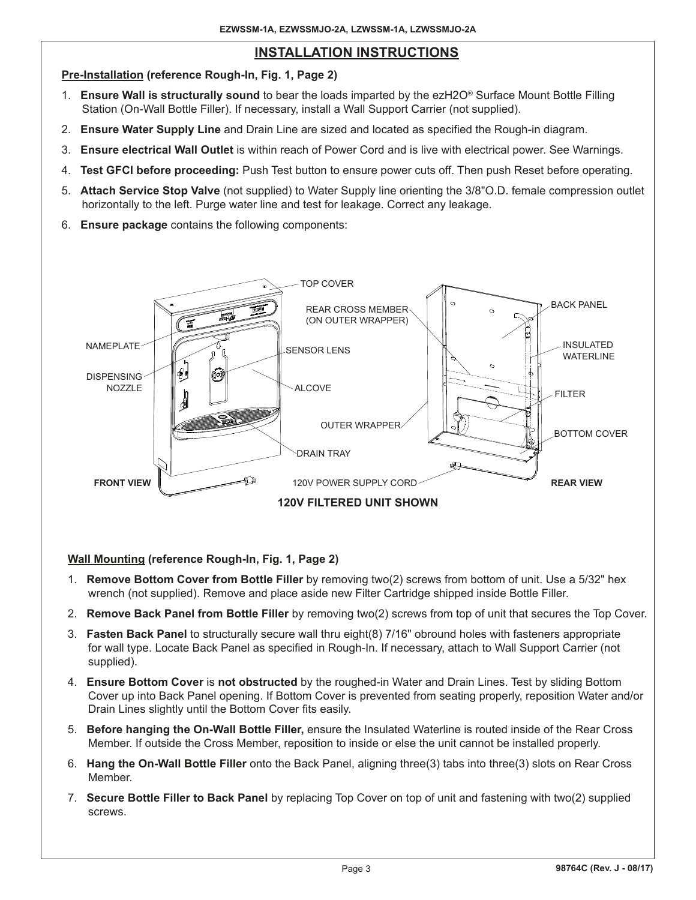## INSTALLATION INSTRUCTIONS

**Pre-Installation (reference Rough-In, Fig. 1, Page 2)**

1. **Ensure Wall is structurally sound** to bear the loads imparted by the ezH2O® Surface Mount Bottle Filling Station (On-Wall Bottle Filler). If necessary, install a Wall Support Carrier (not supplied).
2. **Ensure Water Supply Line** and Drain Line are sized and located as specified the Rough-in diagram.
3. **Ensure electrical Wall Outlet** is within reach of Power Cord and is live with electrical power. See Warnings.
4. **Test GFCI before proceeding:** Push Test button to ensure power cuts off. Then push Reset before operating.
5. **Attach Service Stop Valve** (not supplied) to Water Supply line orienting the 3/8"O.D. female compression outlet horizontally to the left. Purge water line and test for leakage. Correct any leakage.
6. **Ensure package** contains the following components:

TOP COVER, NAMEPLATE, DISPENSING NOZZLE, SENSOR LENS, ALCOVE, DRAIN TRAY, REAR CROSS MEMBER (ON OUTER WRAPPER), OUTER WRAPPER, 120V POWER SUPPLY CORD, BACK PANEL, INSULATED WATERLINE, FILTER, BOTTOM COVER

FRONT VIEW — REAR VIEW

**120V FILTERED UNIT SHOWN**

**Wall Mounting (reference Rough-In, Fig. 1, Page 2)**

1. **Remove Bottom Cover from Bottle Filler** by removing two(2) screws from bottom of unit. Use a 5/32" hex wrench (not supplied). Remove and place aside new Filter Cartridge shipped inside Bottle Filler.
2. **Remove Back Panel from Bottle Filler** by removing two(2) screws from top of unit that secures the Top Cover.
3. **Fasten Back Panel** to structurally secure wall thru eight(8) 7/16" obround holes with fasteners appropriate for wall type. Locate Back Panel as specified in Rough-In. If necessary, attach to Wall Support Carrier (not supplied).
4. **Ensure Bottom Cover** is **not obstructed** by the roughed-in Water and Drain Lines. Test by sliding Bottom Cover up into Back Panel opening. If Bottom Cover is prevented from seating properly, reposition Water and/or Drain Lines slightly until the Bottom Cover fits easily.
5. **Before hanging the On-Wall Bottle Filler,** ensure the Insulated Waterline is routed inside of the Rear Cross Member. If outside the Cross Member, reposition to inside or else the unit cannot be installed properly.
6. **Hang the On-Wall Bottle Filler** onto the Back Panel, aligning three(3) tabs into three(3) slots on Rear Cross Member.
7. **Secure Bottle Filler to Back Panel** by replacing Top Cover on top of unit and fastening with two(2) supplied screws.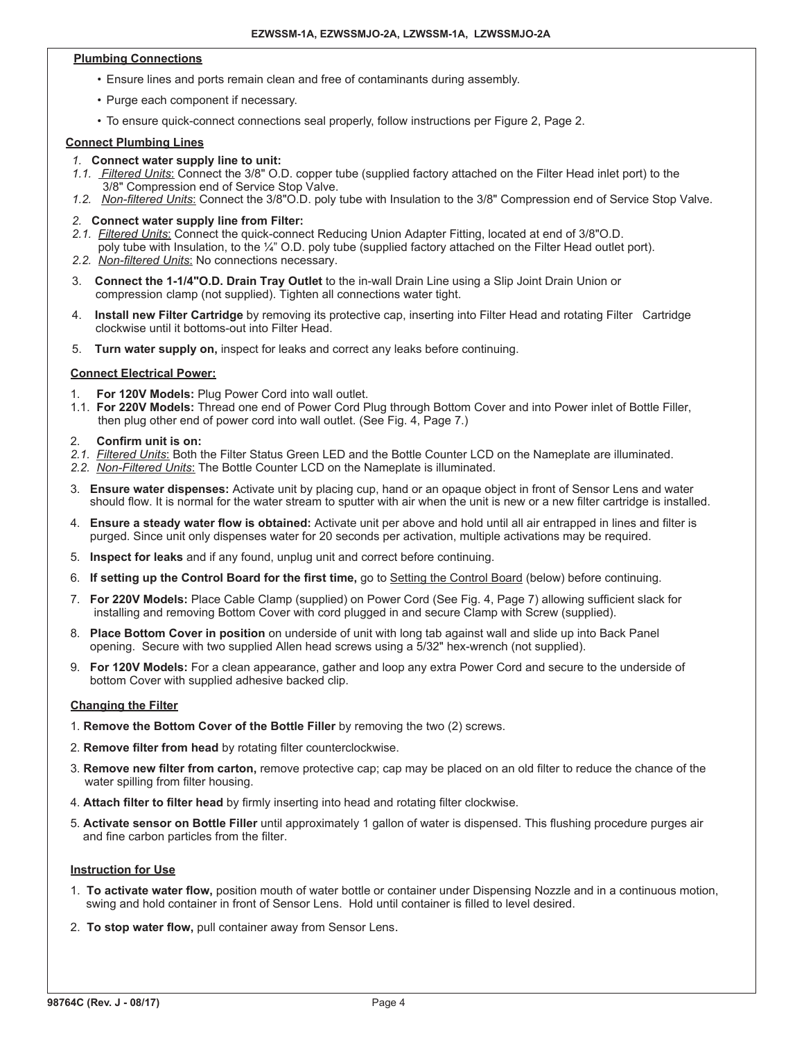## Plumbing Connections

- Ensure lines and ports remain clean and free of contaminants during assembly.
- Purge each component if necessary.
- To ensure quick-connect connections seal properly, follow instructions per Figure 2, Page 2.

## Connect Plumbing Lines

*1.* **Connect water supply line to unit:**

*1.1.* *Filtered Units*: Connect the 3/8" O.D. copper tube (supplied factory attached on the Filter Head inlet port) to the 3/8" Compression end of Service Stop Valve.

*1.2.* *Non-filtered Units*: Connect the 3/8"O.D. poly tube with Insulation to the 3/8" Compression end of Service Stop Valve.

*2.* **Connect water supply line from Filter:**

*2.1.* *Filtered Units*: Connect the quick-connect Reducing Union Adapter Fitting, located at end of 3/8"O.D. poly tube with Insulation, to the ¼" O.D. poly tube (supplied factory attached on the Filter Head outlet port).

*2.2.* *Non-filtered Units*: No connections necessary.

3. **Connect the 1-1/4"O.D. Drain Tray Outlet** to the in-wall Drain Line using a Slip Joint Drain Union or compression clamp (not supplied). Tighten all connections water tight.
4. **Install new Filter Cartridge** by removing its protective cap, inserting into Filter Head and rotating Filter Cartridge clockwise until it bottoms-out into Filter Head.
5. **Turn water supply on,** inspect for leaks and correct any leaks before continuing.

## Connect Electrical Power:

1. **For 120V Models:** Plug Power Cord into wall outlet.

1.1. **For 220V Models:** Thread one end of Power Cord Plug through Bottom Cover and into Power inlet of Bottle Filler, then plug other end of power cord into wall outlet. (See Fig. 4, Page 7.)

2. **Confirm unit is on:**

*2.1.* *Filtered Units*: Both the Filter Status Green LED and the Bottle Counter LCD on the Nameplate are illuminated.

*2.2.* *Non-Filtered Units*: The Bottle Counter LCD on the Nameplate is illuminated.

3. **Ensure water dispenses:** Activate unit by placing cup, hand or an opaque object in front of Sensor Lens and water should flow. It is normal for the water stream to sputter with air when the unit is new or a new filter cartridge is installed.
4. **Ensure a steady water flow is obtained:** Activate unit per above and hold until all air entrapped in lines and filter is purged. Since unit only dispenses water for 20 seconds per activation, multiple activations may be required.
5. **Inspect for leaks** and if any found, unplug unit and correct before continuing.
6. **If setting up the Control Board for the first time,** go to Setting the Control Board (below) before continuing.
7. **For 220V Models:** Place Cable Clamp (supplied) on Power Cord (See Fig. 4, Page 7) allowing sufficient slack for installing and removing Bottom Cover with cord plugged in and secure Clamp with Screw (supplied).
8. **Place Bottom Cover in position** on underside of unit with long tab against wall and slide up into Back Panel opening. Secure with two supplied Allen head screws using a 5/32" hex-wrench (not supplied).
9. **For 120V Models:** For a clean appearance, gather and loop any extra Power Cord and secure to the underside of bottom Cover with supplied adhesive backed clip.

## Changing the Filter

1. **Remove the Bottom Cover of the Bottle Filler** by removing the two (2) screws.
2. **Remove filter from head** by rotating filter counterclockwise.
3. **Remove new filter from carton,** remove protective cap; cap may be placed on an old filter to reduce the chance of the water spilling from filter housing.
4. **Attach filter to filter head** by firmly inserting into head and rotating filter clockwise.
5. **Activate sensor on Bottle Filler** until approximately 1 gallon of water is dispensed. This flushing procedure purges air and fine carbon particles from the filter.

## Instruction for Use

1. **To activate water flow,** position mouth of water bottle or container under Dispensing Nozzle and in a continuous motion, swing and hold container in front of Sensor Lens. Hold until container is filled to level desired.
2. **To stop water flow,** pull container away from Sensor Lens.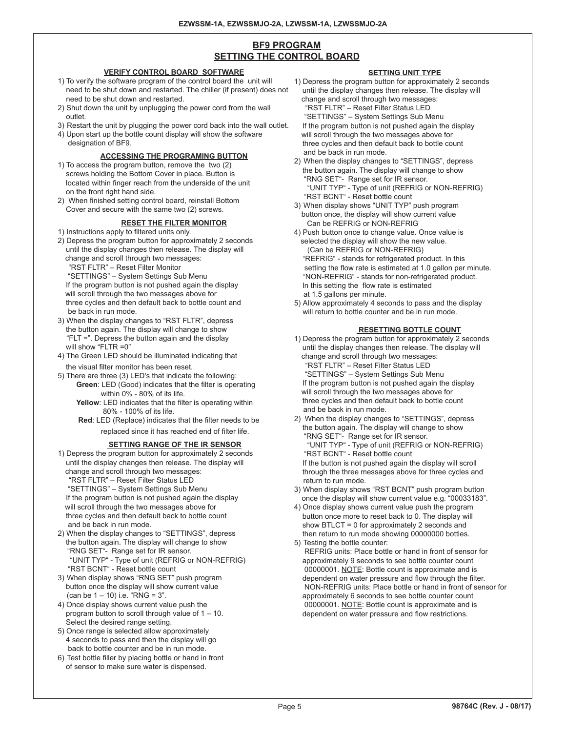# BF9 PROGRAM
# SETTING THE CONTROL BOARD

### VERIFY CONTROL BOARD SOFTWARE

1) To verify the software program of the control board the unit will need to be shut down and restarted. The chiller (if present) does not need to be shut down and restarted.
2) Shut down the unit by unplugging the power cord from the wall outlet.
3) Restart the unit by plugging the power cord back into the wall outlet.
4) Upon start up the bottle count display will show the software designation of BF9.

### ACCESSING THE PROGRAMING BUTTON

1) To access the program button, remove the two (2) screws holding the Bottom Cover in place. Button is located within finger reach from the underside of the unit on the front right hand side.
2) When finished setting control board, reinstall Bottom Cover and secure with the same two (2) screws.

### RESET THE FILTER MONITOR

1) Instructions apply to filtered units only.
2) Depress the program button for approximately 2 seconds until the display changes then release. The display will change and scroll through two messages:
   "RST FLTR" – Reset Filter Monitor
   "SETTINGS" – System Settings Sub Menu
   If the program button is not pushed again the display will scroll through the two messages above for three cycles and then default back to bottle count and be back in run mode.
3) When the display changes to "RST FLTR", depress the button again. The display will change to show "FLT =". Depress the button again and the display will show "FLTR =0"
4) The Green LED should be illuminated indicating that the visual filter monitor has been reset.
5) There are three (3) LED's that indicate the following:
   **Green**: LED (Good) indicates that the filter is operating within 0% - 80% of its life.
   **Yellow**: LED indicates that the filter is operating within 80% - 100% of its life.
   **Red**: LED (Replace) indicates that the filter needs to be replaced since it has reached end of filter life.

### SETTING RANGE OF THE IR SENSOR

1) Depress the program button for approximately 2 seconds until the display changes then release. The display will change and scroll through two messages:
   "RST FLTR" – Reset Filter Status LED
   "SETTINGS" – System Settings Sub Menu
   If the program button is not pushed again the display will scroll through the two messages above for three cycles and then default back to bottle count and be back in run mode.
2) When the display changes to "SETTINGS", depress the button again. The display will change to show
   "RNG SET"- Range set for IR sensor.
   "UNIT TYP" - Type of unit (REFRIG or NON-REFRIG)
   "RST BCNT" - Reset bottle count
3) When display shows "RNG SET" push program button once the display will show current value (can be 1 – 10) i.e. "RNG = 3".
4) Once display shows current value push the program button to scroll through value of 1 – 10. Select the desired range setting.
5) Once range is selected allow approximately 4 seconds to pass and then the display will go back to bottle counter and be in run mode.
6) Test bottle filler by placing bottle or hand in front of sensor to make sure water is dispensed.

### SETTING UNIT TYPE

1) Depress the program button for approximately 2 seconds until the display changes then release. The display will change and scroll through two messages:
   "RST FLTR" – Reset Filter Status LED
   "SETTINGS" – System Settings Sub Menu
   If the program button is not pushed again the display will scroll through the two messages above for three cycles and then default back to bottle count and be back in run mode.
2) When the display changes to "SETTINGS", depress the button again. The display will change to show
   "RNG SET"- Range set for IR sensor.
   "UNIT TYP" - Type of unit (REFRIG or NON-REFRIG)
   "RST BCNT" - Reset bottle count
3) When display shows "UNIT TYP" push program button once, the display will show current value Can be REFRIG or NON-REFRIG
4) Push button once to change value. Once value is selected the display will show the new value. (Can be REFRIG or NON-REFRIG)
   "REFRIG" - stands for refrigerated product. In this setting the flow rate is estimated at 1.0 gallon per minute.
   "NON-REFRIG" - stands for non-refrigerated product. In this setting the flow rate is estimated at 1.5 gallons per minute.
5) Allow approximately 4 seconds to pass and the display will return to bottle counter and be in run mode.

### RESETTING BOTTLE COUNT

1) Depress the program button for approximately 2 seconds until the display changes then release. The display will change and scroll through two messages:
   "RST FLTR" – Reset Filter Status LED
   "SETTINGS" – System Settings Sub Menu
   If the program button is not pushed again the display will scroll through the two messages above for three cycles and then default back to bottle count and be back in run mode.
2) When the display changes to "SETTINGS", depress the button again. The display will change to show
   "RNG SET"- Range set for IR sensor.
   "UNIT TYP" - Type of unit (REFRIG or NON-REFRIG)
   "RST BCNT" - Reset bottle count
   If the button is not pushed again the display will scroll through the three messages above for three cycles and return to run mode.
3) When display shows "RST BCNT" push program button once the display will show current value e.g. "00033183".
4) Once display shows current value push the program button once more to reset back to 0. The display will show BTLCT = 0 for approximately 2 seconds and then return to run mode showing 00000000 bottles.
5) Testing the bottle counter:
   REFRIG units: Place bottle or hand in front of sensor for approximately 9 seconds to see bottle counter count 00000001. NOTE: Bottle count is approximate and is dependent on water pressure and flow through the filter.
   NON-REFRIG units: Place bottle or hand in front of sensor for approximately 6 seconds to see bottle counter count 00000001. NOTE: Bottle count is approximate and is dependent on water pressure and flow restrictions.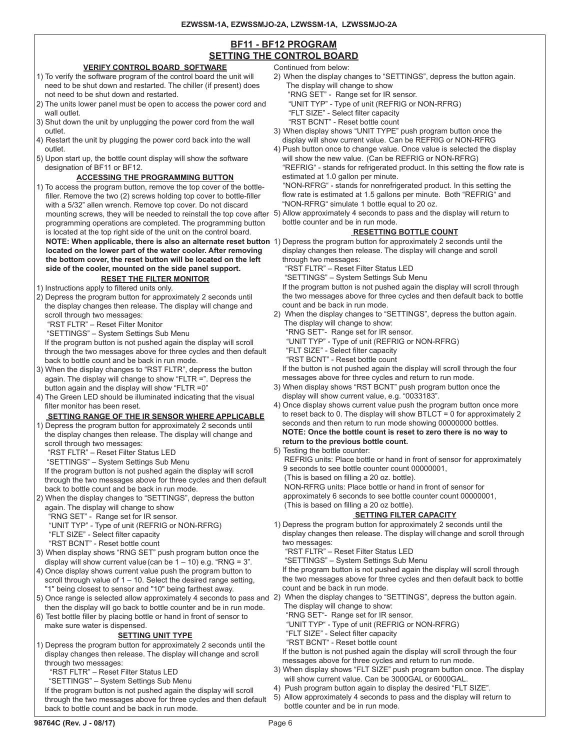# BF11 - BF12 PROGRAM
# SETTING THE CONTROL BOARD

## VERIFY CONTROL BOARD SOFTWARE

1) To verify the software program of the control board the unit will need to be shut down and restarted. The chiller (if present) does not need to be shut down and restarted.
2) The units lower panel must be open to access the power cord and wall outlet.
3) Shut down the unit by unplugging the power cord from the wall outlet.
4) Restart the unit by plugging the power cord back into the wall outlet.
5) Upon start up, the bottle count display will show the software designation of BF11 or BF12.

## ACCESSING THE PROGRAMMING BUTTON

1) To access the program button, remove the top cover of the bottle-filler. Remove the two (2) screws holding top cover to bottle-filler with a 5/32" allen wrench. Remove top cover. Do not discard mounting screws, they will be needed to reinstall the top cove after programming operations are completed. The programming button is located at the top right side of the unit on the control board.
   **NOTE: When applicable, there is also an alternate reset button located on the lower part of the water cooler. After removing the bottom cover, the reset button will be located on the left side of the cooler, mounted on the side panel support.**

## RESET THE FILTER MONITOR

1) Instructions apply to filtered units only.
2) Depress the program button for approximately 2 seconds until the display changes then release. The display will change and scroll through two messages:
   "RST FLTR" – Reset Filter Monitor
   "SETTINGS" – System Settings Sub Menu
   If the program button is not pushed again the display will scroll through the two messages above for three cycles and then default back to bottle count and be back in run mode.
3) When the display changes to "RST FLTR", depress the button again. The display will change to show "FLTR =". Depress the button again and the display will show "FLTR =0"
4) The Green LED should be illuminated indicating that the visual filter monitor has been reset.

## SETTING RANGE OF THE IR SENSOR WHERE APPLICABLE

1) Depress the program button for approximately 2 seconds until the display changes then release. The display will change and scroll through two messages:
   "RST FLTR" – Reset Filter Status LED
   "SETTINGS" – System Settings Sub Menu
   If the program button is not pushed again the display will scroll through the two messages above for three cycles and then default back to bottle count and be back in run mode.
2) When the display changes to "SETTINGS", depress the button again. The display will change to show
   "RNG SET" - Range set for IR sensor.
   "UNIT TYP" - Type of unit (REFRIG or NON-RFRG)
   "FLT SIZE" - Select filter capacity
   "RST BCNT" - Reset bottle count
3) When display shows "RNG SET" push program button once the display will show current value (can be 1 – 10) e.g. "RNG = 3".
4) Once display shows current value push the program button to scroll through value of 1 – 10. Select the desired range setting, "1" being closest to sensor and "10" being farthest away.
5) Once range is selected allow approximately 4 seconds to pass and then the display will go back to bottle counter and be in run mode.
6) Test bottle filler by placing bottle or hand in front of sensor to make sure water is dispensed.

## SETTING UNIT TYPE

1) Depress the program button for approximately 2 seconds until the display changes then release. The display will change and scroll through two messages:
   "RST FLTR" – Reset Filter Status LED
   "SETTINGS" – System Settings Sub Menu
   If the program button is not pushed again the display will scroll through the two messages above for three cycles and then default back to bottle count and be back in run mode.

Continued from below:

2) When the display changes to "SETTINGS", depress the button again. The display will change to show
   "RNG SET" - Range set for IR sensor.
   "UNIT TYP" - Type of unit (REFRIG or NON-RFRG)
   "FLT SIZE" - Select filter capacity
   "RST BCNT" - Reset bottle count
3) When display shows "UNIT TYPE" push program button once the display will show current value. Can be REFRIG or NON-RFRG
4) Push button once to change value. Once value is selected the display will show the new value. (Can be REFRIG or NON-RFRG)
   "REFRIG" - stands for refrigerated product. In this setting the flow rate is estimated at 1.0 gallon per minute.
   "NON-RFRG" - stands for nonrefrigerated product. In this setting the flow rate is estimated at 1.5 gallons per minute. Both "REFRIG" and "NON-RFRG" simulate 1 bottle equal to 20 oz.
5) Allow approximately 4 seconds to pass and the display will return to bottle counter and be in run mode.

## RESETTING BOTTLE COUNT

1) Depress the program button for approximately 2 seconds until the display changes then release. The display will change and scroll through two messages:
   "RST FLTR" – Reset Filter Status LED
   "SETTINGS" – System Settings Sub Menu
   If the program button is not pushed again the display will scroll through the two messages above for three cycles and then default back to bottle count and be back in run mode.
2) When the display changes to "SETTINGS", depress the button again. The display will change to show:
   "RNG SET"- Range set for IR sensor.
   "UNIT TYP" - Type of unit (REFRIG or NON-RFRG)
   "FLT SIZE" - Select filter capacity
   "RST BCNT" - Reset bottle count
   If the button is not pushed again the display will scroll through the four messages above for three cycles and return to run mode.
3) When display shows "RST BCNT" push program button once the display will show current value, e.g. "0033183".
4) Once display shows current value push the program button once more to reset back to 0. The display will show BTLCT = 0 for approximately 2 seconds and then return to run mode showing 00000000 bottles.
   **NOTE: Once the bottle count is reset to zero there is no way to return to the previous bottle count.**
5) Testing the bottle counter:
   REFRIG units: Place bottle or hand in front of sensor for approximately 9 seconds to see bottle counter count 00000001,
   (This is based on filling a 20 oz. bottle).
   NON-RFRG units: Place bottle or hand in front of sensor for approximately 6 seconds to see bottle counter count 00000001,
   (This is based on filling a 20 oz bottle).

## SETTING FILTER CAPACITY

1) Depress the program button for approximately 2 seconds until the display changes then release. The display will change and scroll through two messages:
   "RST FLTR" – Reset Filter Status LED
   "SETTINGS" – System Settings Sub Menu
   If the program button is not pushed again the display will scroll through the two messages above for three cycles and then default back to bottle count and be back in run mode.
2) When the display changes to "SETTINGS", depress the button again. The display will change to show:
   "RNG SET"- Range set for IR sensor.
   "UNIT TYP" - Type of unit (REFRIG or NON-RFRG)
   "FLT SIZE" - Select filter capacity
   "RST BCNT" - Reset bottle count
   If the button is not pushed again the display will scroll through the four messages above for three cycles and return to run mode.
3) When display shows "FLT SIZE" push program button once. The display will show current value. Can be 3000GAL or 6000GAL.
4) Push program button again to display the desired "FLT SIZE".
5) Allow approximately 4 seconds to pass and the display will return to bottle counter and be in run mode.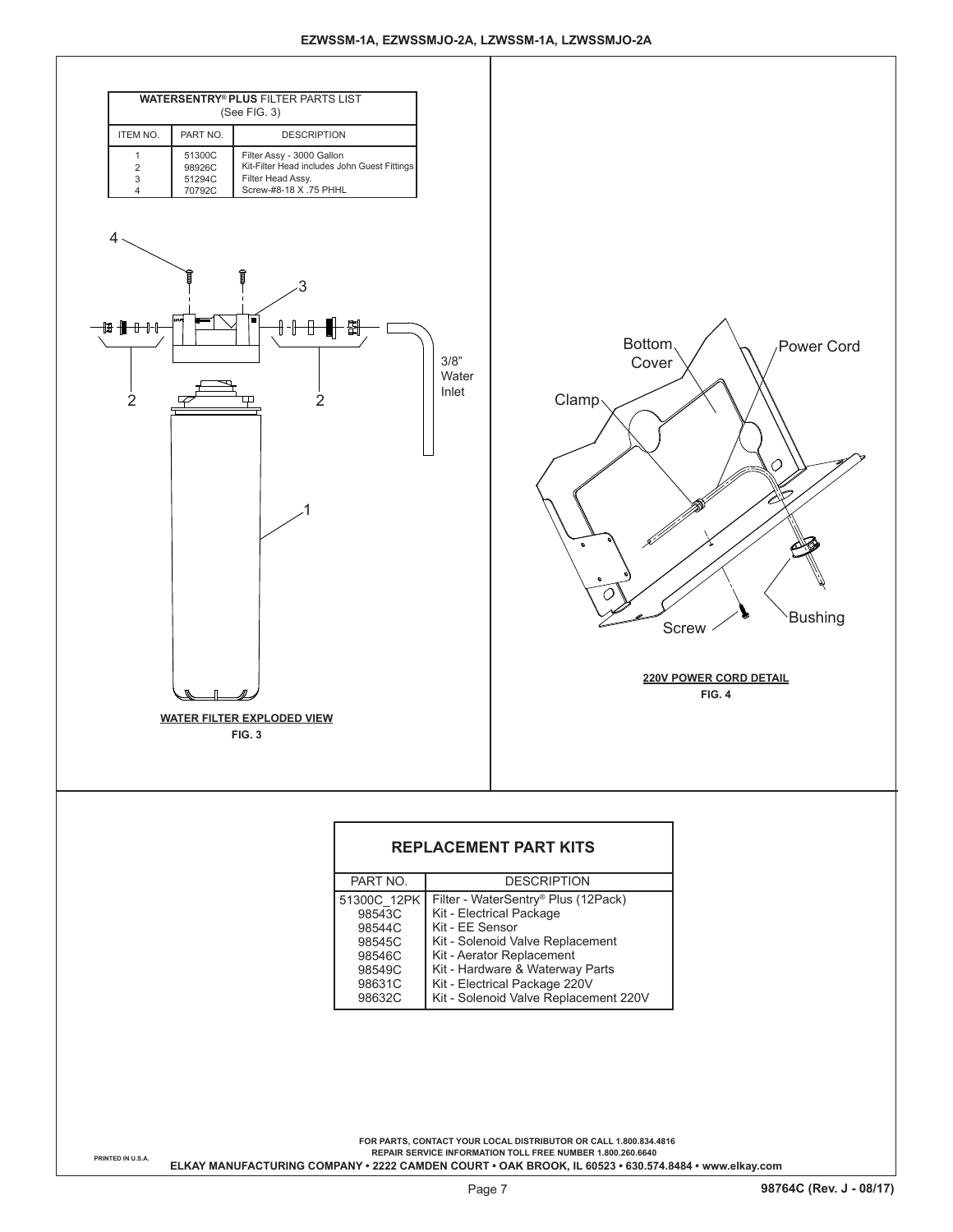**WATERSENTRY® PLUS** FILTER PARTS LIST
(See FIG. 3)

| ITEM NO. | PART NO. | DESCRIPTION |
|---|---|---|
| 1 | 51300C | Filter Assy - 3000 Gallon |
| 2 | 98926C | Kit-Filter Head includes John Guest Fittings |
| 3 | 51294C | Filter Head Assy. |
| 4 | 70792C | Screw-#8-18 X .75 PHHL |

4
3
2
2
1
3/8" Water Inlet

**WATER FILTER EXPLODED VIEW**
**FIG. 3**

Bottom Cover
Power Cord
Clamp
Screw
Bushing

**220V POWER CORD DETAIL**
**FIG. 4**

## REPLACEMENT PART KITS

| PART NO. | DESCRIPTION |
|---|---|
| 51300C_12PK | Filter - WaterSentry® Plus (12Pack) |
| 98543C | Kit - Electrical Package |
| 98544C | Kit - EE Sensor |
| 98545C | Kit - Solenoid Valve Replacement |
| 98546C | Kit - Aerator Replacement |
| 98549C | Kit - Hardware & Waterway Parts |
| 98631C | Kit - Electrical Package 220V |
| 98632C | Kit - Solenoid Valve Replacement 220V |

FOR PARTS, CONTACT YOUR LOCAL DISTRIBUTOR OR CALL 1.800.834.4816
REPAIR SERVICE INFORMATION TOLL FREE NUMBER 1.800.260.6640
ELKAY MANUFACTURING COMPANY • 2222 CAMDEN COURT • OAK BROOK, IL 60523 • 630.574.8484 • www.elkay.com

PRINTED IN U.S.A.

98764C (Rev. J - 08/17)